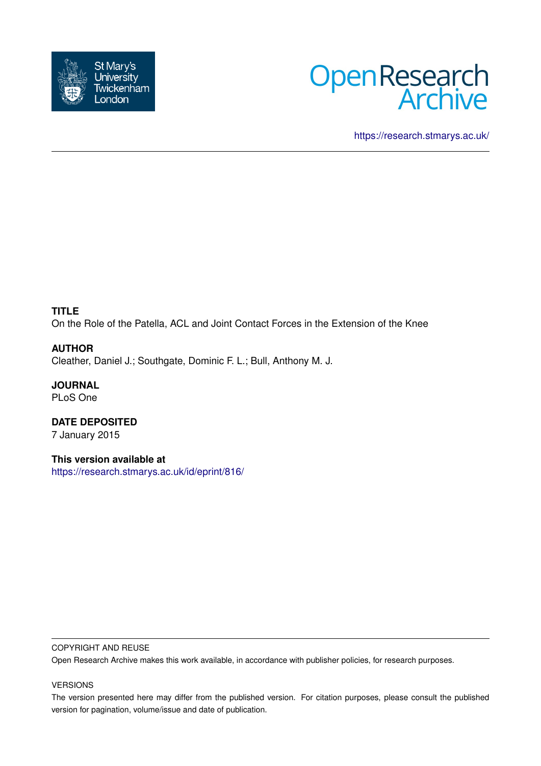St Mary's University Twickenham London

Open Research Archive

https://research.stmarys.ac.uk/

**TITLE**

On the Role of the Patella, ACL and Joint Contact Forces in the Extension of the Knee

**AUTHOR**

Cleather, Daniel J.; Southgate, Dominic F. L.; Bull, Anthony M. J.

**JOURNAL**

PLoS One

**DATE DEPOSITED**

7 January 2015

**This version available at**

https://research.stmarys.ac.uk/id/eprint/816/

COPYRIGHT AND REUSE

Open Research Archive makes this work available, in accordance with publisher policies, for research purposes.

VERSIONS

The version presented here may differ from the published version. For citation purposes, please consult the published version for pagination, volume/issue and date of publication.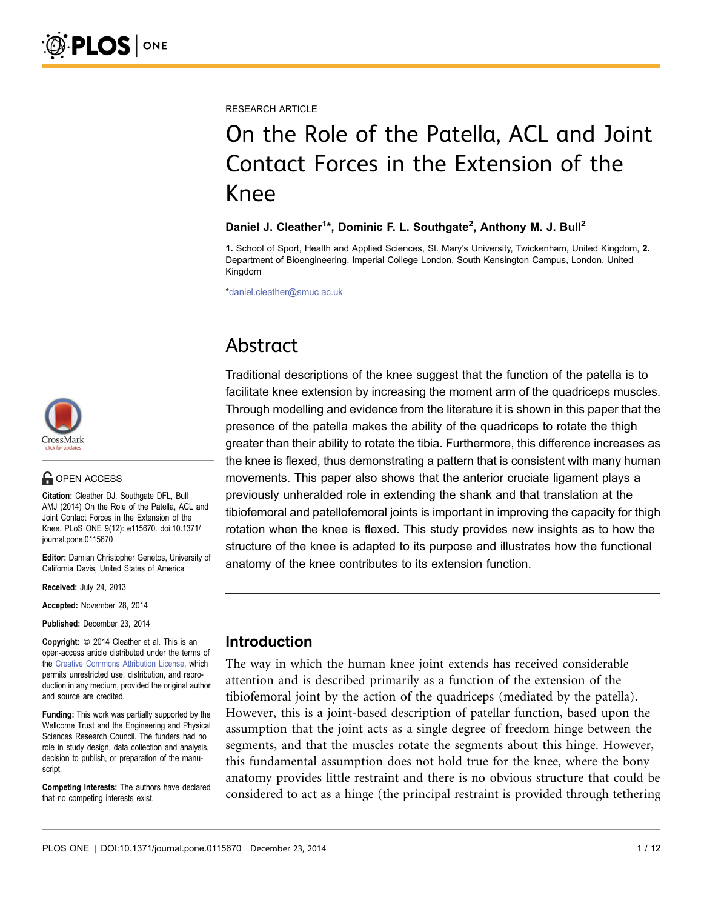RESEARCH ARTICLE

# On the Role of the Patella, ACL and Joint Contact Forces in the Extension of the Knee

**Daniel J. Cleather[1]*, Dominic F. L. Southgate[2], Anthony M. J. Bull[2]**

1. School of Sport, Health and Applied Sciences, St. Mary's University, Twickenham, United Kingdom, 2. Department of Bioengineering, Imperial College London, South Kensington Campus, London, United Kingdom

*daniel.cleather@smuc.ac.uk

OPEN ACCESS

**Citation:** Cleather DJ, Southgate DFL, Bull AMJ (2014) On the Role of the Patella, ACL and Joint Contact Forces in the Extension of the Knee. PLoS ONE 9(12): e115670. doi:10.1371/journal.pone.0115670

**Editor:** Damian Christopher Genetos, University of California Davis, United States of America

**Received:** July 24, 2013

**Accepted:** November 28, 2014

**Published:** December 23, 2014

**Copyright:** © 2014 Cleather et al. This is an open-access article distributed under the terms of the Creative Commons Attribution License, which permits unrestricted use, distribution, and reproduction in any medium, provided the original author and source are credited.

**Funding:** This work was partially supported by the Wellcome Trust and the Engineering and Physical Sciences Research Council. The funders had no role in study design, data collection and analysis, decision to publish, or preparation of the manuscript.

**Competing Interests:** The authors have declared that no competing interests exist.

## Abstract

Traditional descriptions of the knee suggest that the function of the patella is to facilitate knee extension by increasing the moment arm of the quadriceps muscles. Through modelling and evidence from the literature it is shown in this paper that the presence of the patella makes the ability of the quadriceps to rotate the thigh greater than their ability to rotate the tibia. Furthermore, this difference increases as the knee is flexed, thus demonstrating a pattern that is consistent with many human movements. This paper also shows that the anterior cruciate ligament plays a previously unheralded role in extending the shank and that translation at the tibiofemoral and patellofemoral joints is important in improving the capacity for thigh rotation when the knee is flexed. This study provides new insights as to how the structure of the knee is adapted to its purpose and illustrates how the functional anatomy of the knee contributes to its extension function.

## Introduction

The way in which the human knee joint extends has received considerable attention and is described primarily as a function of the extension of the tibiofemoral joint by the action of the quadriceps (mediated by the patella). However, this is a joint-based description of patellar function, based upon the assumption that the joint acts as a single degree of freedom hinge between the segments, and that the muscles rotate the segments about this hinge. However, this fundamental assumption does not hold true for the knee, where the bony anatomy provides little restraint and there is no obvious structure that could be considered to act as a hinge (the principal restraint is provided through tethering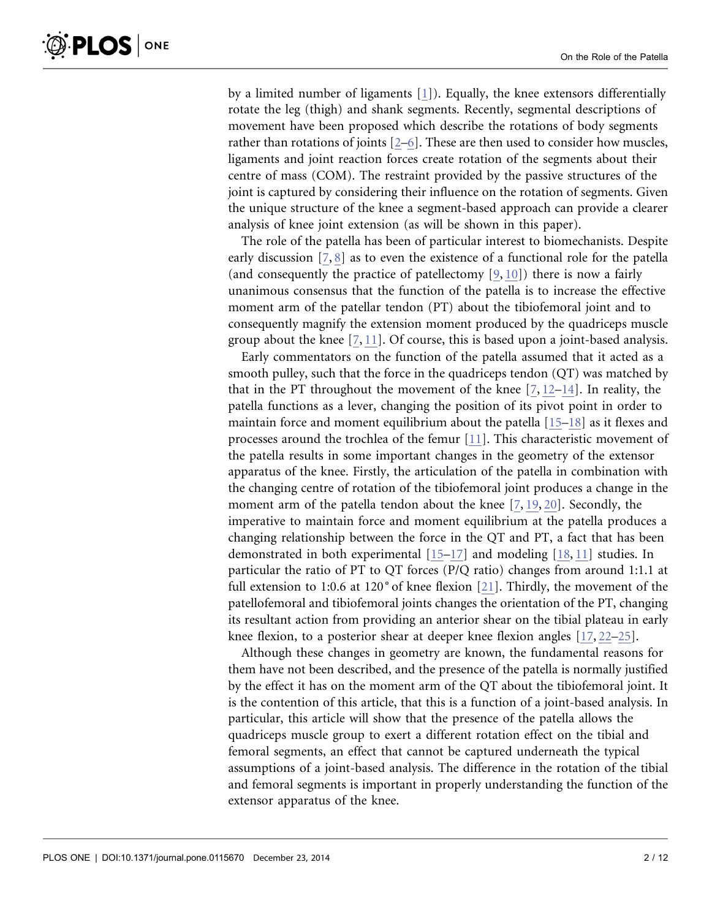by a limited number of ligaments [1]). Equally, the knee extensors differentially rotate the leg (thigh) and shank segments. Recently, segmental descriptions of movement have been proposed which describe the rotations of body segments rather than rotations of joints [2–6]. These are then used to consider how muscles, ligaments and joint reaction forces create rotation of the segments about their centre of mass (COM). The restraint provided by the passive structures of the joint is captured by considering their influence on the rotation of segments. Given the unique structure of the knee a segment-based approach can provide a clearer analysis of knee joint extension (as will be shown in this paper).

The role of the patella has been of particular interest to biomechanists. Despite early discussion [7, 8] as to even the existence of a functional role for the patella (and consequently the practice of patellectomy [9, 10]) there is now a fairly unanimous consensus that the function of the patella is to increase the effective moment arm of the patellar tendon (PT) about the tibiofemoral joint and to consequently magnify the extension moment produced by the quadriceps muscle group about the knee [7, 11]. Of course, this is based upon a joint-based analysis.

Early commentators on the function of the patella assumed that it acted as a smooth pulley, such that the force in the quadriceps tendon (QT) was matched by that in the PT throughout the movement of the knee [7, 12–14]. In reality, the patella functions as a lever, changing the position of its pivot point in order to maintain force and moment equilibrium about the patella [15–18] as it flexes and processes around the trochlea of the femur [11]. This characteristic movement of the patella results in some important changes in the geometry of the extensor apparatus of the knee. Firstly, the articulation of the patella in combination with the changing centre of rotation of the tibiofemoral joint produces a change in the moment arm of the patella tendon about the knee [7, 19, 20]. Secondly, the imperative to maintain force and moment equilibrium at the patella produces a changing relationship between the force in the QT and PT, a fact that has been demonstrated in both experimental [15–17] and modeling [18, 11] studies. In particular the ratio of PT to QT forces (P/Q ratio) changes from around 1:1.1 at full extension to 1:0.6 at 120° of knee flexion [21]. Thirdly, the movement of the patellofemoral and tibiofemoral joints changes the orientation of the PT, changing its resultant action from providing an anterior shear on the tibial plateau in early knee flexion, to a posterior shear at deeper knee flexion angles [17, 22–25].

Although these changes in geometry are known, the fundamental reasons for them have not been described, and the presence of the patella is normally justified by the effect it has on the moment arm of the QT about the tibiofemoral joint. It is the contention of this article, that this is a function of a joint-based analysis. In particular, this article will show that the presence of the patella allows the quadriceps muscle group to exert a different rotation effect on the tibial and femoral segments, an effect that cannot be captured underneath the typical assumptions of a joint-based analysis. The difference in the rotation of the tibial and femoral segments is important in properly understanding the function of the extensor apparatus of the knee.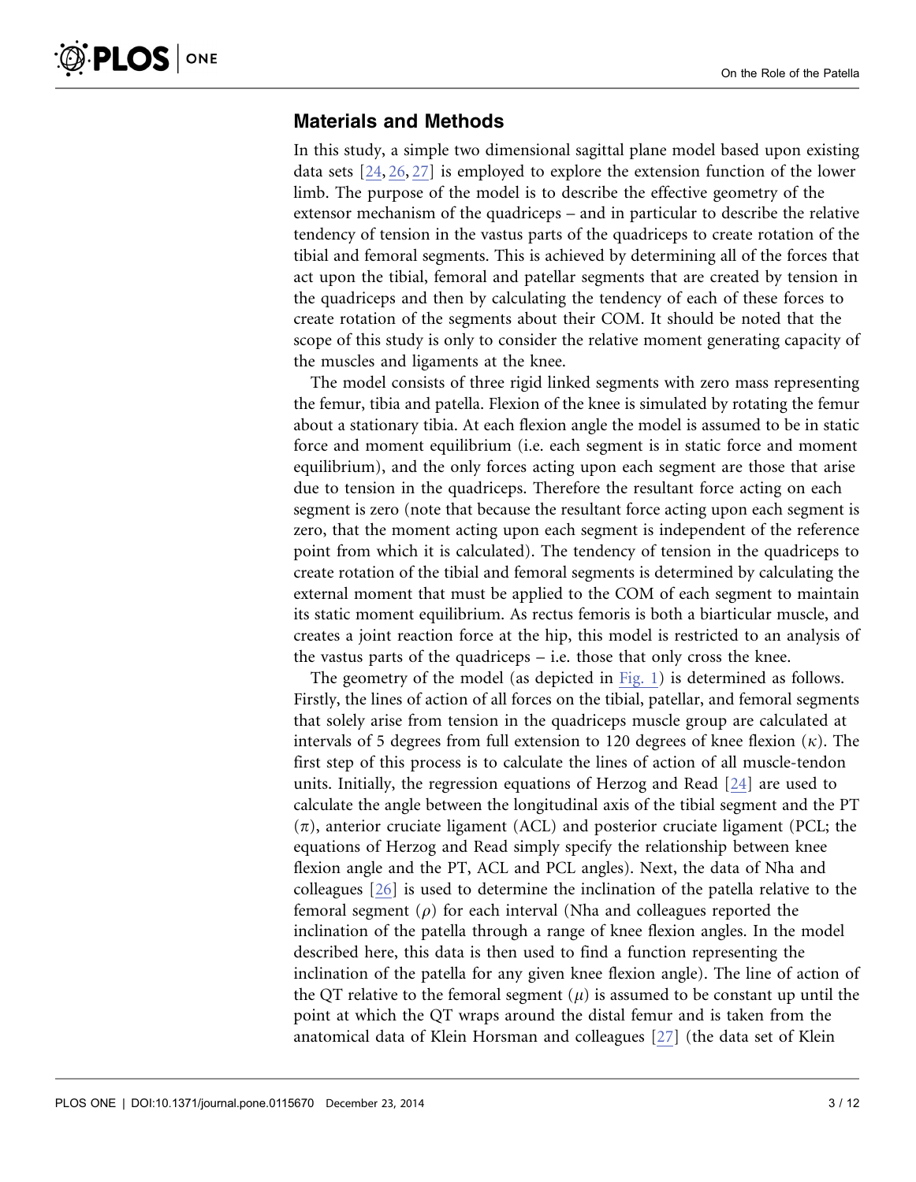## Materials and Methods

In this study, a simple two dimensional sagittal plane model based upon existing data sets [24, 26, 27] is employed to explore the extension function of the lower limb. The purpose of the model is to describe the effective geometry of the extensor mechanism of the quadriceps – and in particular to describe the relative tendency of tension in the vastus parts of the quadriceps to create rotation of the tibial and femoral segments. This is achieved by determining all of the forces that act upon the tibial, femoral and patellar segments that are created by tension in the quadriceps and then by calculating the tendency of each of these forces to create rotation of the segments about their COM. It should be noted that the scope of this study is only to consider the relative moment generating capacity of the muscles and ligaments at the knee.

The model consists of three rigid linked segments with zero mass representing the femur, tibia and patella. Flexion of the knee is simulated by rotating the femur about a stationary tibia. At each flexion angle the model is assumed to be in static force and moment equilibrium (i.e. each segment is in static force and moment equilibrium), and the only forces acting upon each segment are those that arise due to tension in the quadriceps. Therefore the resultant force acting on each segment is zero (note that because the resultant force acting upon each segment is zero, that the moment acting upon each segment is independent of the reference point from which it is calculated). The tendency of tension in the quadriceps to create rotation of the tibial and femoral segments is determined by calculating the external moment that must be applied to the COM of each segment to maintain its static moment equilibrium. As rectus femoris is both a biarticular muscle, and creates a joint reaction force at the hip, this model is restricted to an analysis of the vastus parts of the quadriceps – i.e. those that only cross the knee.

The geometry of the model (as depicted in Fig. 1) is determined as follows. Firstly, the lines of action of all forces on the tibial, patellar, and femoral segments that solely arise from tension in the quadriceps muscle group are calculated at intervals of 5 degrees from full extension to 120 degrees of knee flexion ($\kappa$). The first step of this process is to calculate the lines of action of all muscle-tendon units. Initially, the regression equations of Herzog and Read [24] are used to calculate the angle between the longitudinal axis of the tibial segment and the PT ($\pi$), anterior cruciate ligament (ACL) and posterior cruciate ligament (PCL; the equations of Herzog and Read simply specify the relationship between knee flexion angle and the PT, ACL and PCL angles). Next, the data of Nha and colleagues [26] is used to determine the inclination of the patella relative to the femoral segment ($\rho$) for each interval (Nha and colleagues reported the inclination of the patella through a range of knee flexion angles. In the model described here, this data is then used to find a function representing the inclination of the patella for any given knee flexion angle). The line of action of the QT relative to the femoral segment ($\mu$) is assumed to be constant up until the point at which the QT wraps around the distal femur and is taken from the anatomical data of Klein Horsman and colleagues [27] (the data set of Klein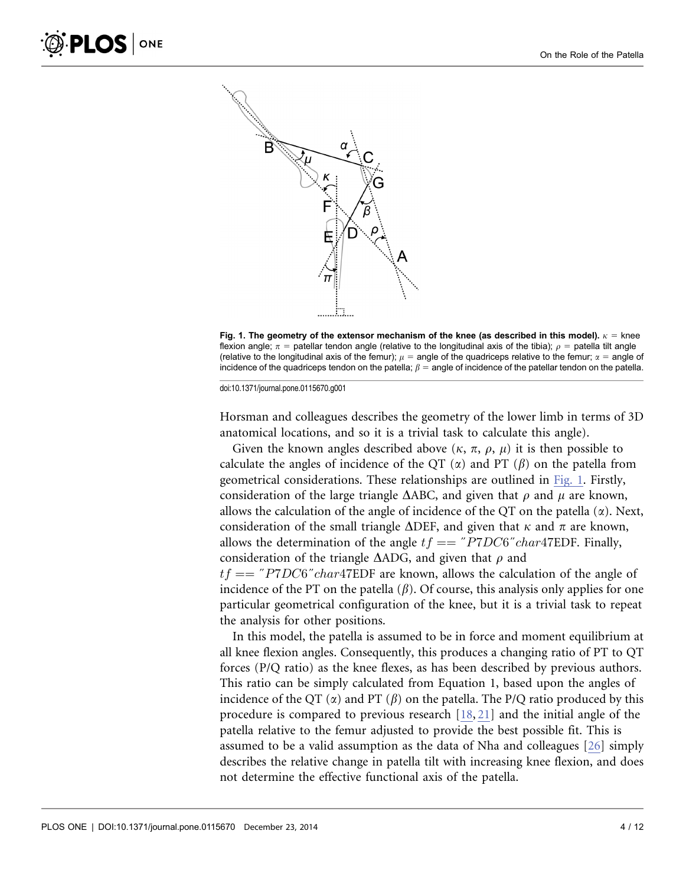Fig. 1. The geometry of the extensor mechanism of the knee (as described in this model). $\kappa$ = knee flexion angle; $\pi$ = patellar tendon angle (relative to the longitudinal axis of the tibia); $\rho$ = patella tilt angle (relative to the longitudinal axis of the femur); $\mu$ = angle of the quadriceps relative to the femur; $\alpha$ = angle of incidence of the quadriceps tendon on the patella; $\beta$ = angle of incidence of the patellar tendon on the patella.

doi:10.1371/journal.pone.0115670.g001

Horsman and colleagues describes the geometry of the lower limb in terms of 3D anatomical locations, and so it is a trivial task to calculate this angle).

Given the known angles described above ($\kappa$, $\pi$, $\rho$, $\mu$) it is then possible to calculate the angles of incidence of the QT ($\alpha$) and PT ($\beta$) on the patella from geometrical considerations. These relationships are outlined in Fig. 1. Firstly, consideration of the large triangle $\Delta$ABC, and given that $\rho$ and $\mu$ are known, allows the calculation of the angle of incidence of the QT on the patella ($\alpha$). Next, consideration of the small triangle $\Delta$DEF, and given that $\kappa$ and $\pi$ are known, allows the determination of the angle $tf == "P7DC6"char47$EDF. Finally, consideration of the triangle $\Delta$ADG, and given that $\rho$ and $tf == "P7DC6"char47$EDF are known, allows the calculation of the angle of incidence of the PT on the patella ($\beta$). Of course, this analysis only applies for one particular geometrical configuration of the knee, but it is a trivial task to repeat the analysis for other positions.

In this model, the patella is assumed to be in force and moment equilibrium at all knee flexion angles. Consequently, this produces a changing ratio of PT to QT forces (P/Q ratio) as the knee flexes, as has been described by previous authors. This ratio can be simply calculated from Equation 1, based upon the angles of incidence of the QT ($\alpha$) and PT ($\beta$) on the patella. The P/Q ratio produced by this procedure is compared to previous research [18, 21] and the initial angle of the patella relative to the femur adjusted to provide the best possible fit. This is assumed to be a valid assumption as the data of Nha and colleagues [26] simply describes the relative change in patella tilt with increasing knee flexion, and does not determine the effective functional axis of the patella.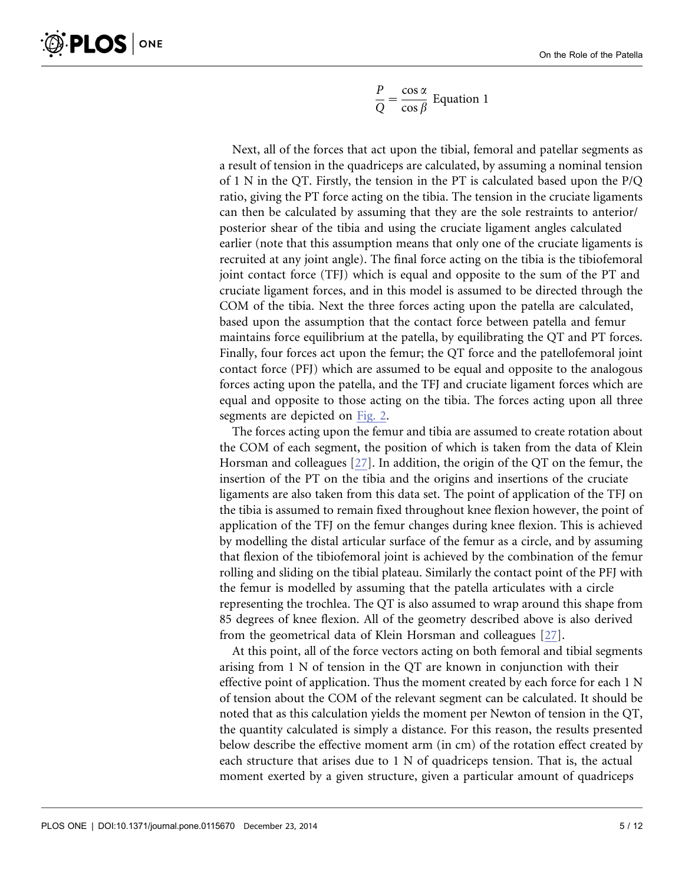$$\frac{P}{Q} = \frac{\cos \alpha}{\cos \beta} \text{ Equation 1}$$

Next, all of the forces that act upon the tibial, femoral and patellar segments as a result of tension in the quadriceps are calculated, by assuming a nominal tension of 1 N in the QT. Firstly, the tension in the PT is calculated based upon the P/Q ratio, giving the PT force acting on the tibia. The tension in the cruciate ligaments can then be calculated by assuming that they are the sole restraints to anterior/ posterior shear of the tibia and using the cruciate ligament angles calculated earlier (note that this assumption means that only one of the cruciate ligaments is recruited at any joint angle). The final force acting on the tibia is the tibiofemoral joint contact force (TFJ) which is equal and opposite to the sum of the PT and cruciate ligament forces, and in this model is assumed to be directed through the COM of the tibia. Next the three forces acting upon the patella are calculated, based upon the assumption that the contact force between patella and femur maintains force equilibrium at the patella, by equilibrating the QT and PT forces. Finally, four forces act upon the femur; the QT force and the patellofemoral joint contact force (PFJ) which are assumed to be equal and opposite to the analogous forces acting upon the patella, and the TFJ and cruciate ligament forces which are equal and opposite to those acting on the tibia. The forces acting upon all three segments are depicted on Fig. 2.

The forces acting upon the femur and tibia are assumed to create rotation about the COM of each segment, the position of which is taken from the data of Klein Horsman and colleagues [27]. In addition, the origin of the QT on the femur, the insertion of the PT on the tibia and the origins and insertions of the cruciate ligaments are also taken from this data set. The point of application of the TFJ on the tibia is assumed to remain fixed throughout knee flexion however, the point of application of the TFJ on the femur changes during knee flexion. This is achieved by modelling the distal articular surface of the femur as a circle, and by assuming that flexion of the tibiofemoral joint is achieved by the combination of the femur rolling and sliding on the tibial plateau. Similarly the contact point of the PFJ with the femur is modelled by assuming that the patella articulates with a circle representing the trochlea. The QT is also assumed to wrap around this shape from 85 degrees of knee flexion. All of the geometry described above is also derived from the geometrical data of Klein Horsman and colleagues [27].

At this point, all of the force vectors acting on both femoral and tibial segments arising from 1 N of tension in the QT are known in conjunction with their effective point of application. Thus the moment created by each force for each 1 N of tension about the COM of the relevant segment can be calculated. It should be noted that as this calculation yields the moment per Newton of tension in the QT, the quantity calculated is simply a distance. For this reason, the results presented below describe the effective moment arm (in cm) of the rotation effect created by each structure that arises due to 1 N of quadriceps tension. That is, the actual moment exerted by a given structure, given a particular amount of quadriceps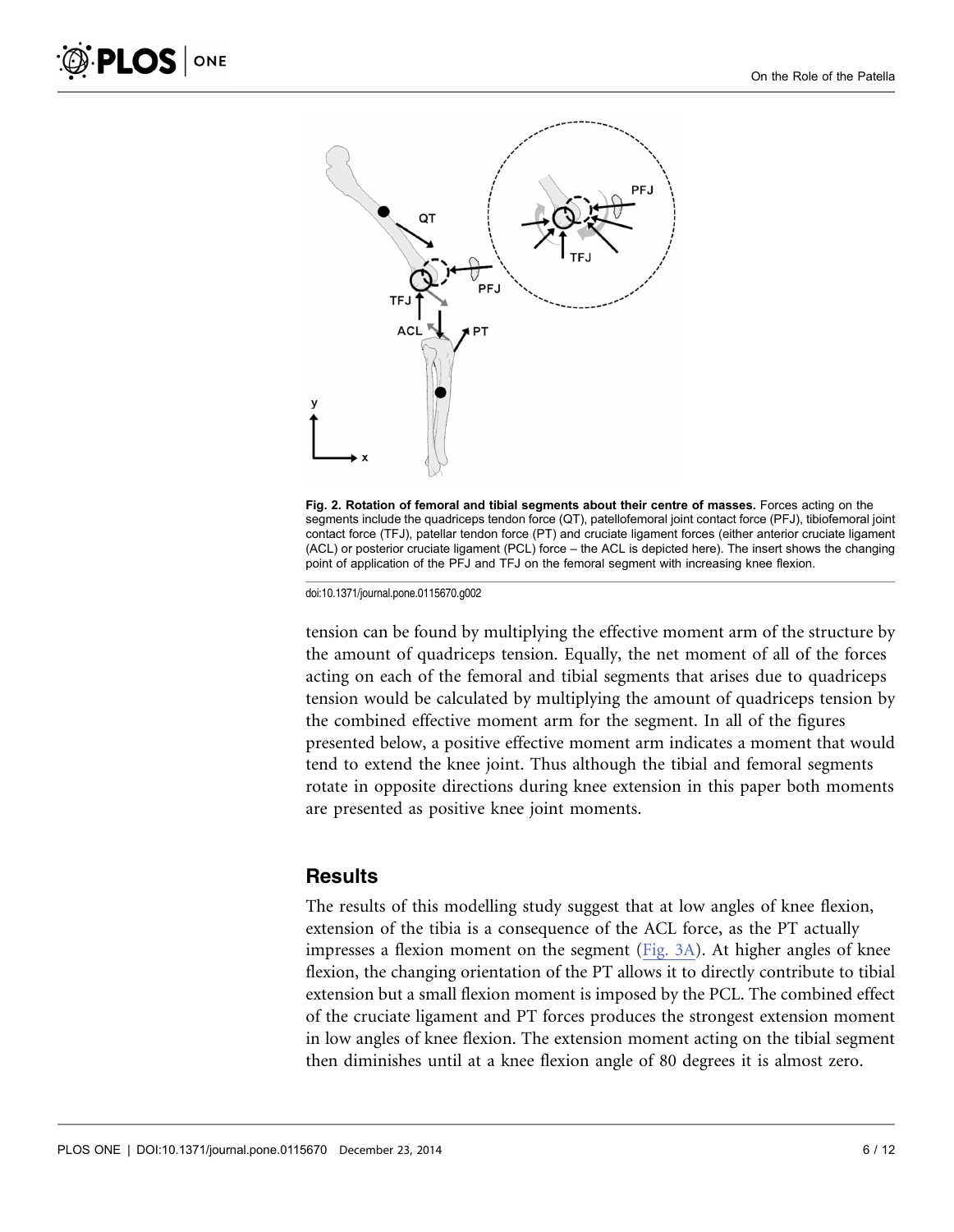Fig. 2. **Rotation of femoral and tibial segments about their centre of masses.** Forces acting on the segments include the quadriceps tendon force (QT), patellofemoral joint contact force (PFJ), tibiofemoral joint contact force (TFJ), patellar tendon force (PT) and cruciate ligament forces (either anterior cruciate ligament (ACL) or posterior cruciate ligament (PCL) force – the ACL is depicted here). The insert shows the changing point of application of the PFJ and TFJ on the femoral segment with increasing knee flexion.

doi:10.1371/journal.pone.0115670.g002

tension can be found by multiplying the effective moment arm of the structure by the amount of quadriceps tension. Equally, the net moment of all of the forces acting on each of the femoral and tibial segments that arises due to quadriceps tension would be calculated by multiplying the amount of quadriceps tension by the combined effective moment arm for the segment. In all of the figures presented below, a positive effective moment arm indicates a moment that would tend to extend the knee joint. Thus although the tibial and femoral segments rotate in opposite directions during knee extension in this paper both moments are presented as positive knee joint moments.

## Results

The results of this modelling study suggest that at low angles of knee flexion, extension of the tibia is a consequence of the ACL force, as the PT actually impresses a flexion moment on the segment (Fig. 3A). At higher angles of knee flexion, the changing orientation of the PT allows it to directly contribute to tibial extension but a small flexion moment is imposed by the PCL. The combined effect of the cruciate ligament and PT forces produces the strongest extension moment in low angles of knee flexion. The extension moment acting on the tibial segment then diminishes until at a knee flexion angle of 80 degrees it is almost zero.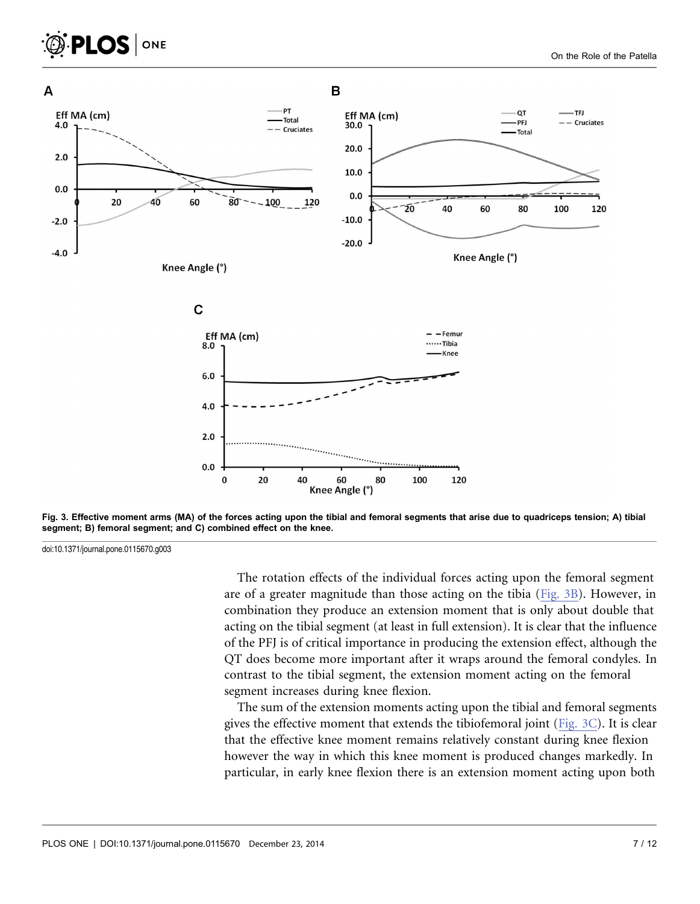Fig. 3. Effective moment arms (MA) of the forces acting upon the tibial and femoral segments that arise due to quadriceps tension; A) tibial segment; B) femoral segment; and C) combined effect on the knee.

doi:10.1371/journal.pone.0115670.g003

The rotation effects of the individual forces acting upon the femoral segment are of a greater magnitude than those acting on the tibia (Fig. 3B). However, in combination they produce an extension moment that is only about double that acting on the tibial segment (at least in full extension). It is clear that the influence of the PFJ is of critical importance in producing the extension effect, although the QT does become more important after it wraps around the femoral condyles. In contrast to the tibial segment, the extension moment acting on the femoral segment increases during knee flexion.

The sum of the extension moments acting upon the tibial and femoral segments gives the effective moment that extends the tibiofemoral joint (Fig. 3C). It is clear that the effective knee moment remains relatively constant during knee flexion however the way in which this knee moment is produced changes markedly. In particular, in early knee flexion there is an extension moment acting upon both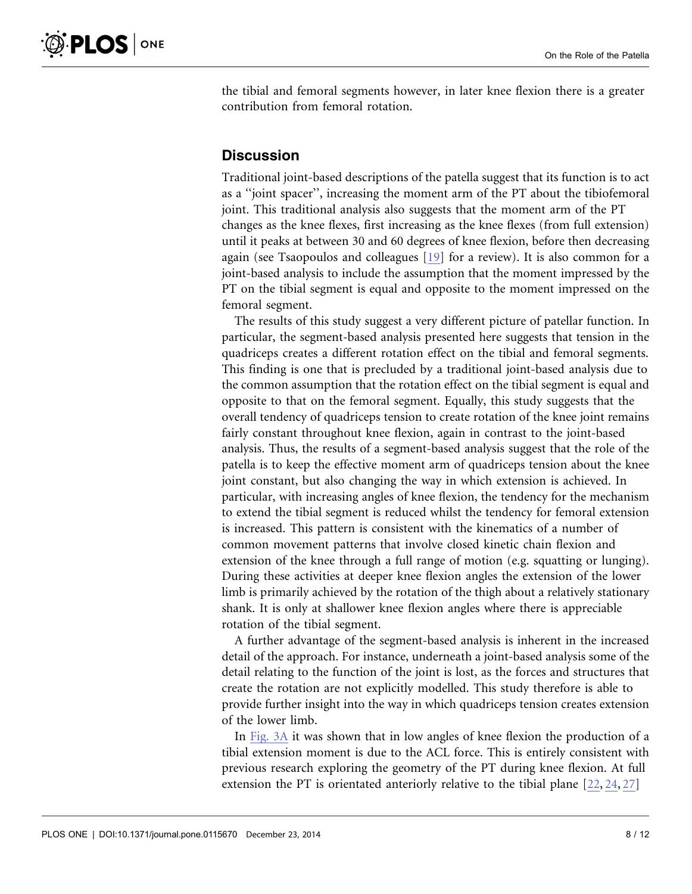the tibial and femoral segments however, in later knee flexion there is a greater contribution from femoral rotation.

## Discussion

Traditional joint-based descriptions of the patella suggest that its function is to act as a ''joint spacer'', increasing the moment arm of the PT about the tibiofemoral joint. This traditional analysis also suggests that the moment arm of the PT changes as the knee flexes, first increasing as the knee flexes (from full extension) until it peaks at between 30 and 60 degrees of knee flexion, before then decreasing again (see Tsaopoulos and colleagues [19] for a review). It is also common for a joint-based analysis to include the assumption that the moment impressed by the PT on the tibial segment is equal and opposite to the moment impressed on the femoral segment.

The results of this study suggest a very different picture of patellar function. In particular, the segment-based analysis presented here suggests that tension in the quadriceps creates a different rotation effect on the tibial and femoral segments. This finding is one that is precluded by a traditional joint-based analysis due to the common assumption that the rotation effect on the tibial segment is equal and opposite to that on the femoral segment. Equally, this study suggests that the overall tendency of quadriceps tension to create rotation of the knee joint remains fairly constant throughout knee flexion, again in contrast to the joint-based analysis. Thus, the results of a segment-based analysis suggest that the role of the patella is to keep the effective moment arm of quadriceps tension about the knee joint constant, but also changing the way in which extension is achieved. In particular, with increasing angles of knee flexion, the tendency for the mechanism to extend the tibial segment is reduced whilst the tendency for femoral extension is increased. This pattern is consistent with the kinematics of a number of common movement patterns that involve closed kinetic chain flexion and extension of the knee through a full range of motion (e.g. squatting or lunging). During these activities at deeper knee flexion angles the extension of the lower limb is primarily achieved by the rotation of the thigh about a relatively stationary shank. It is only at shallower knee flexion angles where there is appreciable rotation of the tibial segment.

A further advantage of the segment-based analysis is inherent in the increased detail of the approach. For instance, underneath a joint-based analysis some of the detail relating to the function of the joint is lost, as the forces and structures that create the rotation are not explicitly modelled. This study therefore is able to provide further insight into the way in which quadriceps tension creates extension of the lower limb.

In Fig. 3A it was shown that in low angles of knee flexion the production of a tibial extension moment is due to the ACL force. This is entirely consistent with previous research exploring the geometry of the PT during knee flexion. At full extension the PT is orientated anteriorly relative to the tibial plane [22, 24, 27]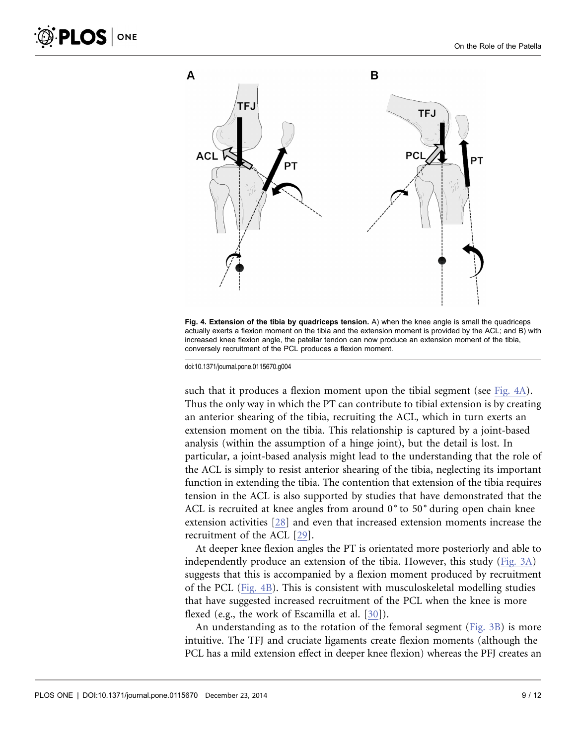Fig. 4. Extension of the tibia by quadriceps tension. A) when the knee angle is small the quadriceps actually exerts a flexion moment on the tibia and the extension moment is provided by the ACL; and B) with increased knee flexion angle, the patellar tendon can now produce an extension moment of the tibia, conversely recruitment of the PCL produces a flexion moment.

doi:10.1371/journal.pone.0115670.g004

such that it produces a flexion moment upon the tibial segment (see Fig. 4A). Thus the only way in which the PT can contribute to tibial extension is by creating an anterior shearing of the tibia, recruiting the ACL, which in turn exerts an extension moment on the tibia. This relationship is captured by a joint-based analysis (within the assumption of a hinge joint), but the detail is lost. In particular, a joint-based analysis might lead to the understanding that the role of the ACL is simply to resist anterior shearing of the tibia, neglecting its important function in extending the tibia. The contention that extension of the tibia requires tension in the ACL is also supported by studies that have demonstrated that the ACL is recruited at knee angles from around 0° to 50° during open chain knee extension activities [28] and even that increased extension moments increase the recruitment of the ACL [29].

At deeper knee flexion angles the PT is orientated more posteriorly and able to independently produce an extension of the tibia. However, this study (Fig. 3A) suggests that this is accompanied by a flexion moment produced by recruitment of the PCL (Fig. 4B). This is consistent with musculoskeletal modelling studies that have suggested increased recruitment of the PCL when the knee is more flexed (e.g., the work of Escamilla et al. [30]).

An understanding as to the rotation of the femoral segment (Fig. 3B) is more intuitive. The TFJ and cruciate ligaments create flexion moments (although the PCL has a mild extension effect in deeper knee flexion) whereas the PFJ creates an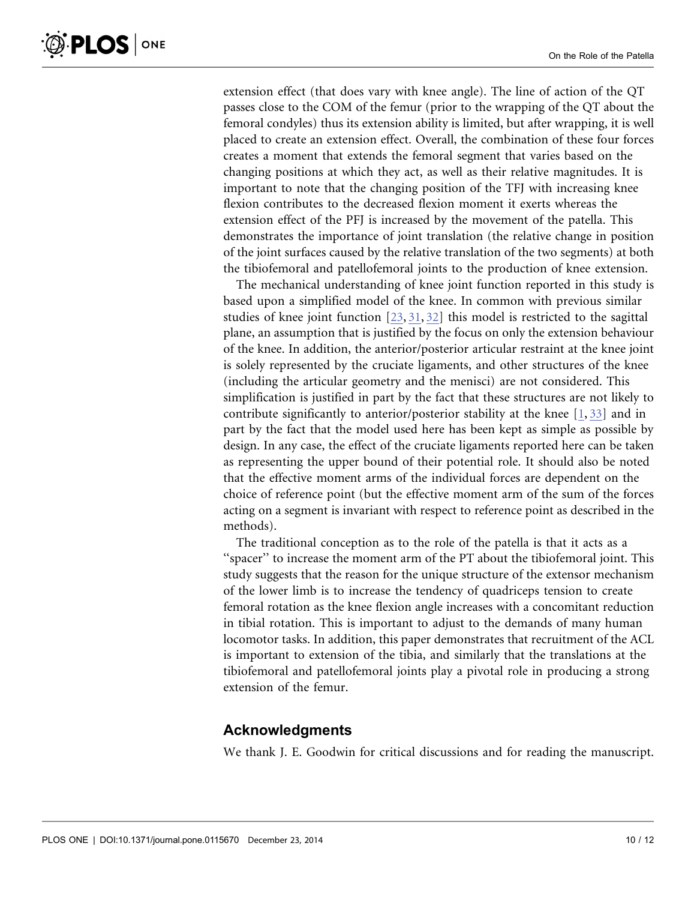extension effect (that does vary with knee angle). The line of action of the QT passes close to the COM of the femur (prior to the wrapping of the QT about the femoral condyles) thus its extension ability is limited, but after wrapping, it is well placed to create an extension effect. Overall, the combination of these four forces creates a moment that extends the femoral segment that varies based on the changing positions at which they act, as well as their relative magnitudes. It is important to note that the changing position of the TFJ with increasing knee flexion contributes to the decreased flexion moment it exerts whereas the extension effect of the PFJ is increased by the movement of the patella. This demonstrates the importance of joint translation (the relative change in position of the joint surfaces caused by the relative translation of the two segments) at both the tibiofemoral and patellofemoral joints to the production of knee extension.

The mechanical understanding of knee joint function reported in this study is based upon a simplified model of the knee. In common with previous similar studies of knee joint function [23, 31, 32] this model is restricted to the sagittal plane, an assumption that is justified by the focus on only the extension behaviour of the knee. In addition, the anterior/posterior articular restraint at the knee joint is solely represented by the cruciate ligaments, and other structures of the knee (including the articular geometry and the menisci) are not considered. This simplification is justified in part by the fact that these structures are not likely to contribute significantly to anterior/posterior stability at the knee [1, 33] and in part by the fact that the model used here has been kept as simple as possible by design. In any case, the effect of the cruciate ligaments reported here can be taken as representing the upper bound of their potential role. It should also be noted that the effective moment arms of the individual forces are dependent on the choice of reference point (but the effective moment arm of the sum of the forces acting on a segment is invariant with respect to reference point as described in the methods).

The traditional conception as to the role of the patella is that it acts as a "spacer" to increase the moment arm of the PT about the tibiofemoral joint. This study suggests that the reason for the unique structure of the extensor mechanism of the lower limb is to increase the tendency of quadriceps tension to create femoral rotation as the knee flexion angle increases with a concomitant reduction in tibial rotation. This is important to adjust to the demands of many human locomotor tasks. In addition, this paper demonstrates that recruitment of the ACL is important to extension of the tibia, and similarly that the translations at the tibiofemoral and patellofemoral joints play a pivotal role in producing a strong extension of the femur.

## Acknowledgments

We thank J. E. Goodwin for critical discussions and for reading the manuscript.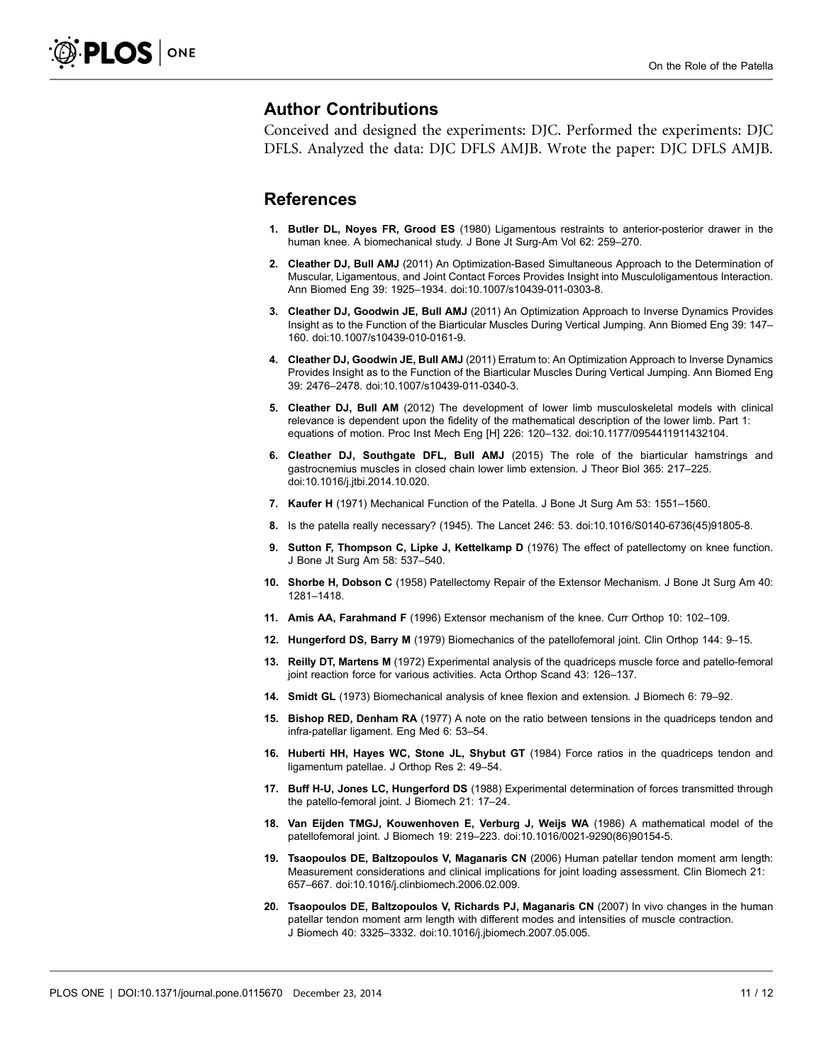## Author Contributions

Conceived and designed the experiments: DJC. Performed the experiments: DJC DFLS. Analyzed the data: DJC DFLS AMJB. Wrote the paper: DJC DFLS AMJB.

## References

1. **Butler DL, Noyes FR, Grood ES** (1980) Ligamentous restraints to anterior-posterior drawer in the human knee. A biomechanical study. J Bone Jt Surg-Am Vol 62: 259–270.
2. **Cleather DJ, Bull AMJ** (2011) An Optimization-Based Simultaneous Approach to the Determination of Muscular, Ligamentous, and Joint Contact Forces Provides Insight into Musculoligamentous Interaction. Ann Biomed Eng 39: 1925–1934. doi:10.1007/s10439-011-0303-8.
3. **Cleather DJ, Goodwin JE, Bull AMJ** (2011) An Optimization Approach to Inverse Dynamics Provides Insight as to the Function of the Biarticular Muscles During Vertical Jumping. Ann Biomed Eng 39: 147–160. doi:10.1007/s10439-010-0161-9.
4. **Cleather DJ, Goodwin JE, Bull AMJ** (2011) Erratum to: An Optimization Approach to Inverse Dynamics Provides Insight as to the Function of the Biarticular Muscles During Vertical Jumping. Ann Biomed Eng 39: 2476–2478. doi:10.1007/s10439-011-0340-3.
5. **Cleather DJ, Bull AM** (2012) The development of lower limb musculoskeletal models with clinical relevance is dependent upon the fidelity of the mathematical description of the lower limb. Part 1: equations of motion. Proc Inst Mech Eng [H] 226: 120–132. doi:10.1177/0954411911432104.
6. **Cleather DJ, Southgate DFL, Bull AMJ** (2015) The role of the biarticular hamstrings and gastrocnemius muscles in closed chain lower limb extension. J Theor Biol 365: 217–225. doi:10.1016/j.jtbi.2014.10.020.
7. **Kaufer H** (1971) Mechanical Function of the Patella. J Bone Jt Surg Am 53: 1551–1560.
8. Is the patella really necessary? (1945). The Lancet 246: 53. doi:10.1016/S0140-6736(45)91805-8.
9. **Sutton F, Thompson C, Lipke J, Kettelkamp D** (1976) The effect of patellectomy on knee function. J Bone Jt Surg Am 58: 537–540.
10. **Shorbe H, Dobson C** (1958) Patellectomy Repair of the Extensor Mechanism. J Bone Jt Surg Am 40: 1281–1418.
11. **Amis AA, Farahmand F** (1996) Extensor mechanism of the knee. Curr Orthop 10: 102–109.
12. **Hungerford DS, Barry M** (1979) Biomechanics of the patellofemoral joint. Clin Orthop 144: 9–15.
13. **Reilly DT, Martens M** (1972) Experimental analysis of the quadriceps muscle force and patello-femoral joint reaction force for various activities. Acta Orthop Scand 43: 126–137.
14. **Smidt GL** (1973) Biomechanical analysis of knee flexion and extension. J Biomech 6: 79–92.
15. **Bishop RED, Denham RA** (1977) A note on the ratio between tensions in the quadriceps tendon and infra-patellar ligament. Eng Med 6: 53–54.
16. **Huberti HH, Hayes WC, Stone JL, Shybut GT** (1984) Force ratios in the quadriceps tendon and ligamentum patellae. J Orthop Res 2: 49–54.
17. **Buff H-U, Jones LC, Hungerford DS** (1988) Experimental determination of forces transmitted through the patello-femoral joint. J Biomech 21: 17–24.
18. **Van Eijden TMGJ, Kouwenhoven E, Verburg J, Weijs WA** (1986) A mathematical model of the patellofemoral joint. J Biomech 19: 219–223. doi:10.1016/0021-9290(86)90154-5.
19. **Tsaopoulos DE, Baltzopoulos V, Maganaris CN** (2006) Human patellar tendon moment arm length: Measurement considerations and clinical implications for joint loading assessment. Clin Biomech 21: 657–667. doi:10.1016/j.clinbiomech.2006.02.009.
20. **Tsaopoulos DE, Baltzopoulos V, Richards PJ, Maganaris CN** (2007) In vivo changes in the human patellar tendon moment arm length with different modes and intensities of muscle contraction. J Biomech 40: 3325–3332. doi:10.1016/j.jbiomech.2007.05.005.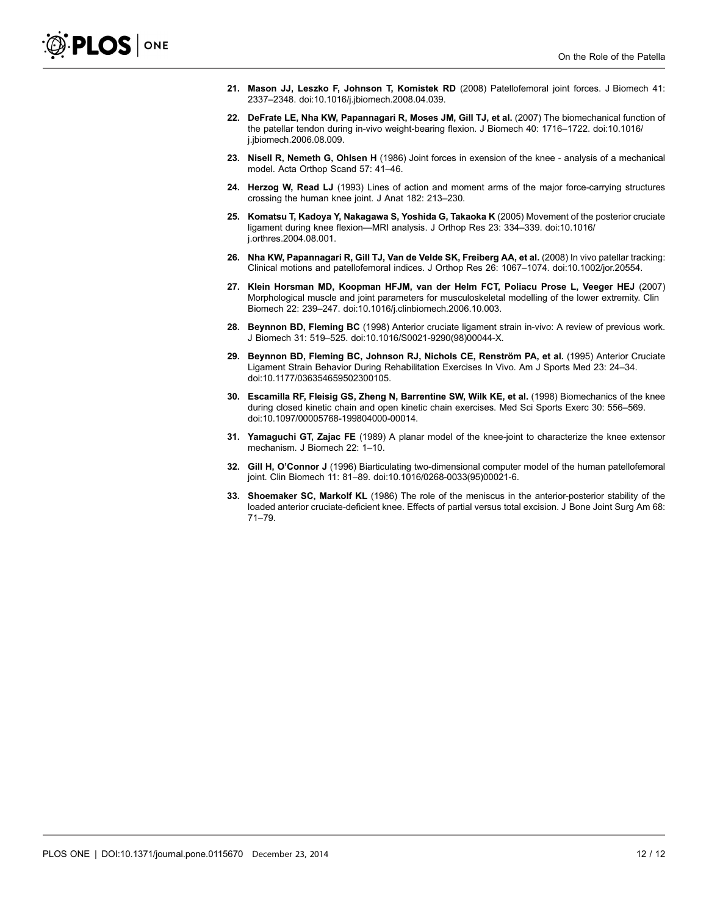21. **Mason JJ, Leszko F, Johnson T, Komistek RD** (2008) Patellofemoral joint forces. J Biomech 41: 2337–2348. doi:10.1016/j.jbiomech.2008.04.039.

22. **DeFrate LE, Nha KW, Papannagari R, Moses JM, Gill TJ, et al.** (2007) The biomechanical function of the patellar tendon during in-vivo weight-bearing flexion. J Biomech 40: 1716–1722. doi:10.1016/j.jbiomech.2006.08.009.

23. **Nisell R, Nemeth G, Ohlsen H** (1986) Joint forces in exension of the knee - analysis of a mechanical model. Acta Orthop Scand 57: 41–46.

24. **Herzog W, Read LJ** (1993) Lines of action and moment arms of the major force-carrying structures crossing the human knee joint. J Anat 182: 213–230.

25. **Komatsu T, Kadoya Y, Nakagawa S, Yoshida G, Takaoka K** (2005) Movement of the posterior cruciate ligament during knee flexion—MRI analysis. J Orthop Res 23: 334–339. doi:10.1016/j.orthres.2004.08.001.

26. **Nha KW, Papannagari R, Gill TJ, Van de Velde SK, Freiberg AA, et al.** (2008) In vivo patellar tracking: Clinical motions and patellofemoral indices. J Orthop Res 26: 1067–1074. doi:10.1002/jor.20554.

27. **Klein Horsman MD, Koopman HFJM, van der Helm FCT, Poliacu Prose L, Veeger HEJ** (2007) Morphological muscle and joint parameters for musculoskeletal modelling of the lower extremity. Clin Biomech 22: 239–247. doi:10.1016/j.clinbiomech.2006.10.003.

28. **Beynnon BD, Fleming BC** (1998) Anterior cruciate ligament strain in-vivo: A review of previous work. J Biomech 31: 519–525. doi:10.1016/S0021-9290(98)00044-X.

29. **Beynnon BD, Fleming BC, Johnson RJ, Nichols CE, Renström PA, et al.** (1995) Anterior Cruciate Ligament Strain Behavior During Rehabilitation Exercises In Vivo. Am J Sports Med 23: 24–34. doi:10.1177/036354659502300105.

30. **Escamilla RF, Fleisig GS, Zheng N, Barrentine SW, Wilk KE, et al.** (1998) Biomechanics of the knee during closed kinetic chain and open kinetic chain exercises. Med Sci Sports Exerc 30: 556–569. doi:10.1097/00005768-199804000-00014.

31. **Yamaguchi GT, Zajac FE** (1989) A planar model of the knee-joint to characterize the knee extensor mechanism. J Biomech 22: 1–10.

32. **Gill H, O'Connor J** (1996) Biarticulating two-dimensional computer model of the human patellofemoral joint. Clin Biomech 11: 81–89. doi:10.1016/0268-0033(95)00021-6.

33. **Shoemaker SC, Markolf KL** (1986) The role of the meniscus in the anterior-posterior stability of the loaded anterior cruciate-deficient knee. Effects of partial versus total excision. J Bone Joint Surg Am 68: 71–79.